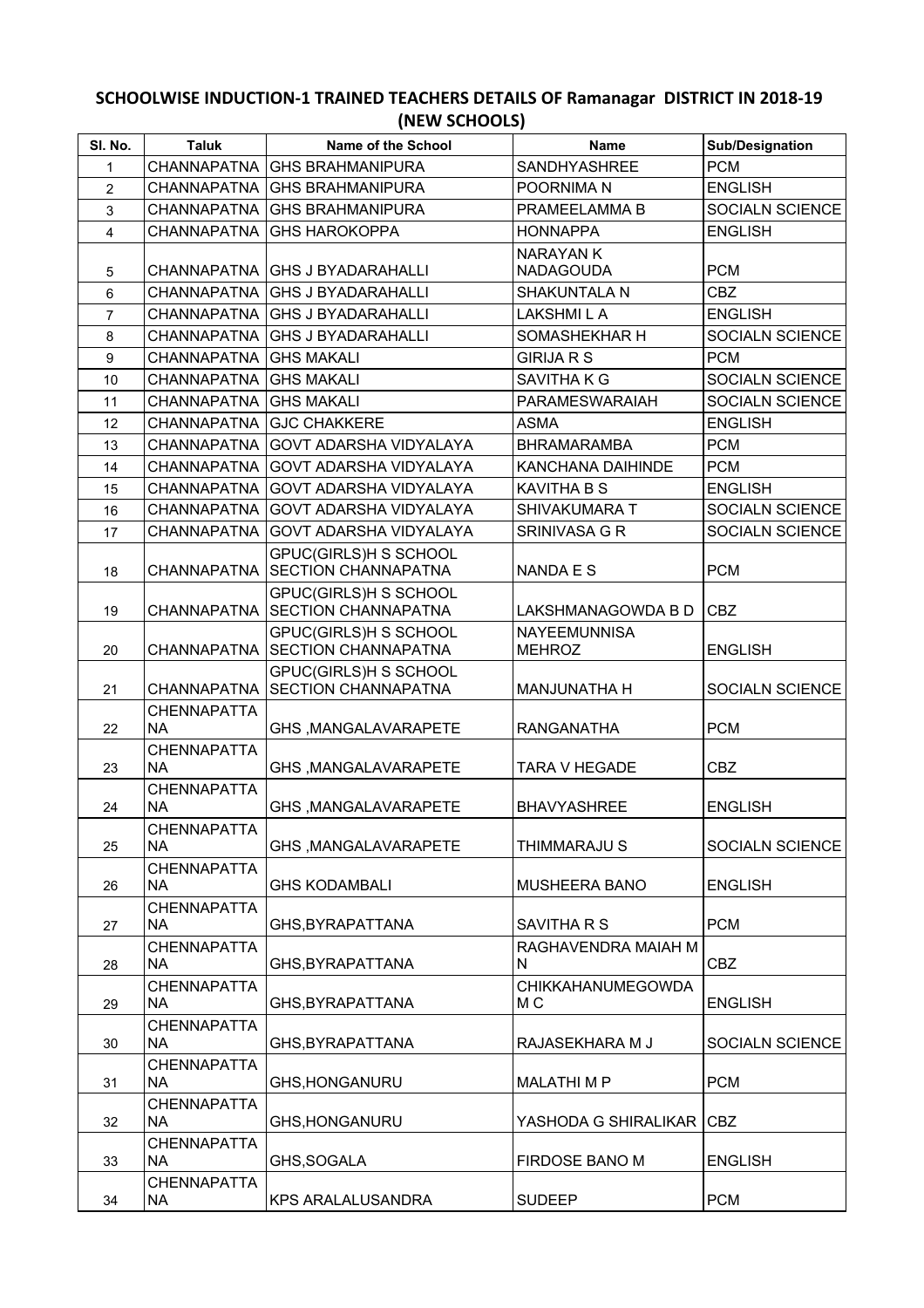## SCHOOLWISE INDUCTION-1 TRAINED TEACHERS DETAILS OF Ramanagar DISTRICT IN 2018-19 (NEW SCHOOLS)

| Sl. No. | Taluk | Name of the School | Name | Sub/Designation |
|---|---|---|---|---|
| 1 | CHANNAPATNA | GHS BRAHMANIPURA | SANDHYASHREE | PCM |
| 2 | CHANNAPATNA | GHS BRAHMANIPURA | POORNIMA N | ENGLISH |
| 3 | CHANNAPATNA | GHS BRAHMANIPURA | PRAMEELAMMA B | SOCIALN SCIENCE |
| 4 | CHANNAPATNA | GHS HAROKOPPA | HONNAPPA | ENGLISH |
| 5 | CHANNAPATNA | GHS J BYADARAHALLI | NARAYAN K NADAGOUDA | PCM |
| 6 | CHANNAPATNA | GHS J BYADARAHALLI | SHAKUNTALA N | CBZ |
| 7 | CHANNAPATNA | GHS J BYADARAHALLI | LAKSHMI L A | ENGLISH |
| 8 | CHANNAPATNA | GHS J BYADARAHALLI | SOMASHEKHAR H | SOCIALN SCIENCE |
| 9 | CHANNAPATNA | GHS MAKALI | GIRIJA R S | PCM |
| 10 | CHANNAPATNA | GHS MAKALI | SAVITHA K G | SOCIALN SCIENCE |
| 11 | CHANNAPATNA | GHS MAKALI | PARAMESWARAIAH | SOCIALN SCIENCE |
| 12 | CHANNAPATNA | GJC CHAKKERE | ASMA | ENGLISH |
| 13 | CHANNAPATNA | GOVT ADARSHA VIDYALAYA | BHRAMARAMBA | PCM |
| 14 | CHANNAPATNA | GOVT ADARSHA VIDYALAYA | KANCHANA DAIHINDE | PCM |
| 15 | CHANNAPATNA | GOVT ADARSHA VIDYALAYA | KAVITHA B S | ENGLISH |
| 16 | CHANNAPATNA | GOVT ADARSHA VIDYALAYA | SHIVAKUMARA T | SOCIALN SCIENCE |
| 17 | CHANNAPATNA | GOVT ADARSHA VIDYALAYA | SRINIVASA G R | SOCIALN SCIENCE |
| 18 | CHANNAPATNA | GPUC(GIRLS)H S SCHOOL SECTION CHANNAPATNA | NANDA E S | PCM |
| 19 | CHANNAPATNA | GPUC(GIRLS)H S SCHOOL SECTION CHANNAPATNA | LAKSHMANAGOWDA B D | CBZ |
| 20 | CHANNAPATNA | GPUC(GIRLS)H S SCHOOL SECTION CHANNAPATNA | NAYEEMUNNISA MEHROZ | ENGLISH |
| 21 | CHANNAPATNA | GPUC(GIRLS)H S SCHOOL SECTION CHANNAPATNA | MANJUNATHA H | SOCIALN SCIENCE |
| 22 | CHENNAPATTANA | GHS ,MANGALAVARAPETE | RANGANATHA | PCM |
| 23 | CHENNAPATTANA | GHS ,MANGALAVARAPETE | TARA V HEGADE | CBZ |
| 24 | CHENNAPATTANA | GHS ,MANGALAVARAPETE | BHAVYASHREE | ENGLISH |
| 25 | CHENNAPATTANA | GHS ,MANGALAVARAPETE | THIMMARAJU S | SOCIALN SCIENCE |
| 26 | CHENNAPATTANA | GHS KODAMBALI | MUSHEERA BANO | ENGLISH |
| 27 | CHENNAPATTANA | GHS,BYRAPATTANA | SAVITHA R S | PCM |
| 28 | CHENNAPATTANA | GHS,BYRAPATTANA | RAGHAVENDRA MAIAH M N | CBZ |
| 29 | CHENNAPATTANA | GHS,BYRAPATTANA | CHIKKAHANUMEGOWDA M C | ENGLISH |
| 30 | CHENNAPATTANA | GHS,BYRAPATTANA | RAJASEKHARA M J | SOCIALN SCIENCE |
| 31 | CHENNAPATTANA | GHS,HONGANURU | MALATHI M P | PCM |
| 32 | CHENNAPATTANA | GHS,HONGANURU | YASHODA G SHIRALIKAR | CBZ |
| 33 | CHENNAPATTANA | GHS,SOGALA | FIRDOSE BANO M | ENGLISH |
| 34 | CHENNAPATTANA | KPS ARALALUSANDRA | SUDEEP | PCM |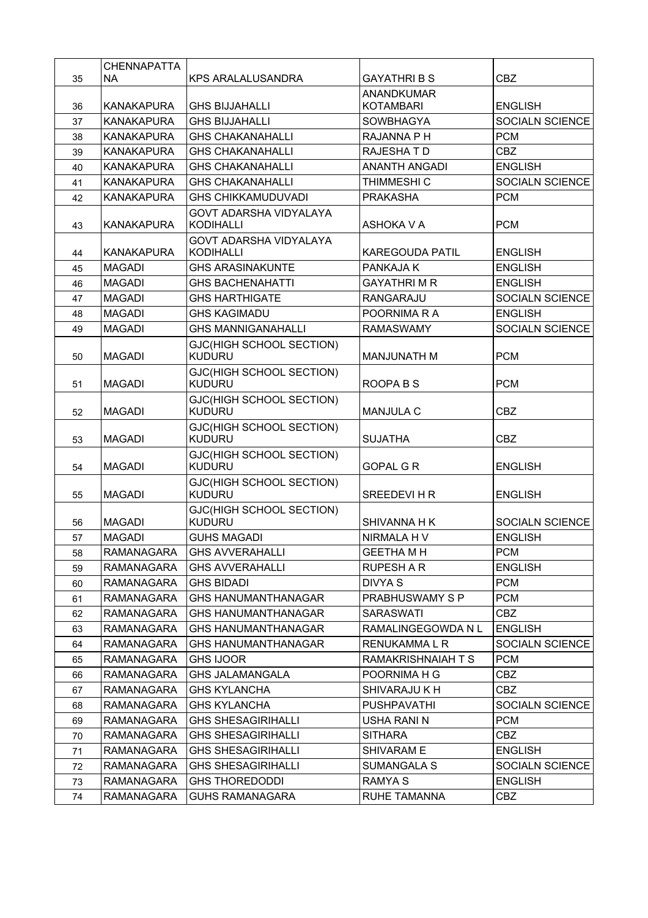| | | | | |
|---|---|---|---|---|
| 35 | CHENNAPATTANA | KPS ARALALUSANDRA | GAYATHRI B S | CBZ |
| 36 | KANAKAPURA | GHS BIJJAHALLI | ANANDKUMAR KOTAMBARI | ENGLISH |
| 37 | KANAKAPURA | GHS BIJJAHALLI | SOWBHAGYA | SOCIALN SCIENCE |
| 38 | KANAKAPURA | GHS CHAKANAHALLI | RAJANNA P H | PCM |
| 39 | KANAKAPURA | GHS CHAKANAHALLI | RAJESHA T D | CBZ |
| 40 | KANAKAPURA | GHS CHAKANAHALLI | ANANTH ANGADI | ENGLISH |
| 41 | KANAKAPURA | GHS CHAKANAHALLI | THIMMESHI C | SOCIALN SCIENCE |
| 42 | KANAKAPURA | GHS CHIKKAMUDUVADI | PRAKASHA | PCM |
| 43 | KANAKAPURA | GOVT ADARSHA VIDYALAYA KODIHALLI | ASHOKA V A | PCM |
| 44 | KANAKAPURA | GOVT ADARSHA VIDYALAYA KODIHALLI | KAREGOUDA PATIL | ENGLISH |
| 45 | MAGADI | GHS ARASINAKUNTE | PANKAJA K | ENGLISH |
| 46 | MAGADI | GHS BACHENAHATTI | GAYATHRI M R | ENGLISH |
| 47 | MAGADI | GHS HARTHIGATE | RANGARAJU | SOCIALN SCIENCE |
| 48 | MAGADI | GHS KAGIMADU | POORNIMA R A | ENGLISH |
| 49 | MAGADI | GHS MANNIGANAHALLI | RAMASWAMY | SOCIALN SCIENCE |
| 50 | MAGADI | GJC(HIGH SCHOOL SECTION) KUDURU | MANJUNATH M | PCM |
| 51 | MAGADI | GJC(HIGH SCHOOL SECTION) KUDURU | ROOPA B S | PCM |
| 52 | MAGADI | GJC(HIGH SCHOOL SECTION) KUDURU | MANJULA C | CBZ |
| 53 | MAGADI | GJC(HIGH SCHOOL SECTION) KUDURU | SUJATHA | CBZ |
| 54 | MAGADI | GJC(HIGH SCHOOL SECTION) KUDURU | GOPAL G R | ENGLISH |
| 55 | MAGADI | GJC(HIGH SCHOOL SECTION) KUDURU | SREEDEVI H R | ENGLISH |
| 56 | MAGADI | GJC(HIGH SCHOOL SECTION) KUDURU | SHIVANNA H K | SOCIALN SCIENCE |
| 57 | MAGADI | GUHS MAGADI | NIRMALA H V | ENGLISH |
| 58 | RAMANAGARA | GHS AVVERAHALLI | GEETHA M H | PCM |
| 59 | RAMANAGARA | GHS AVVERAHALLI | RUPESH A R | ENGLISH |
| 60 | RAMANAGARA | GHS BIDADI | DIVYA S | PCM |
| 61 | RAMANAGARA | GHS HANUMANTHANAGAR | PRABHUSWAMY S P | PCM |
| 62 | RAMANAGARA | GHS HANUMANTHANAGAR | SARASWATI | CBZ |
| 63 | RAMANAGARA | GHS HANUMANTHANAGAR | RAMALINGEGOWDA N L | ENGLISH |
| 64 | RAMANAGARA | GHS HANUMANTHANAGAR | RENUKAMMA L R | SOCIALN SCIENCE |
| 65 | RAMANAGARA | GHS IJOOR | RAMAKRISHNAIAH T S | PCM |
| 66 | RAMANAGARA | GHS JALAMANGALA | POORNIMA H G | CBZ |
| 67 | RAMANAGARA | GHS KYLANCHA | SHIVARAJU K H | CBZ |
| 68 | RAMANAGARA | GHS KYLANCHA | PUSHPAVATHI | SOCIALN SCIENCE |
| 69 | RAMANAGARA | GHS SHESAGIRIHALLI | USHA RANI N | PCM |
| 70 | RAMANAGARA | GHS SHESAGIRIHALLI | SITHARA | CBZ |
| 71 | RAMANAGARA | GHS SHESAGIRIHALLI | SHIVARAM E | ENGLISH |
| 72 | RAMANAGARA | GHS SHESAGIRIHALLI | SUMANGALA S | SOCIALN SCIENCE |
| 73 | RAMANAGARA | GHS THOREDODDI | RAMYA S | ENGLISH |
| 74 | RAMANAGARA | GUHS RAMANAGARA | RUHE TAMANNA | CBZ |